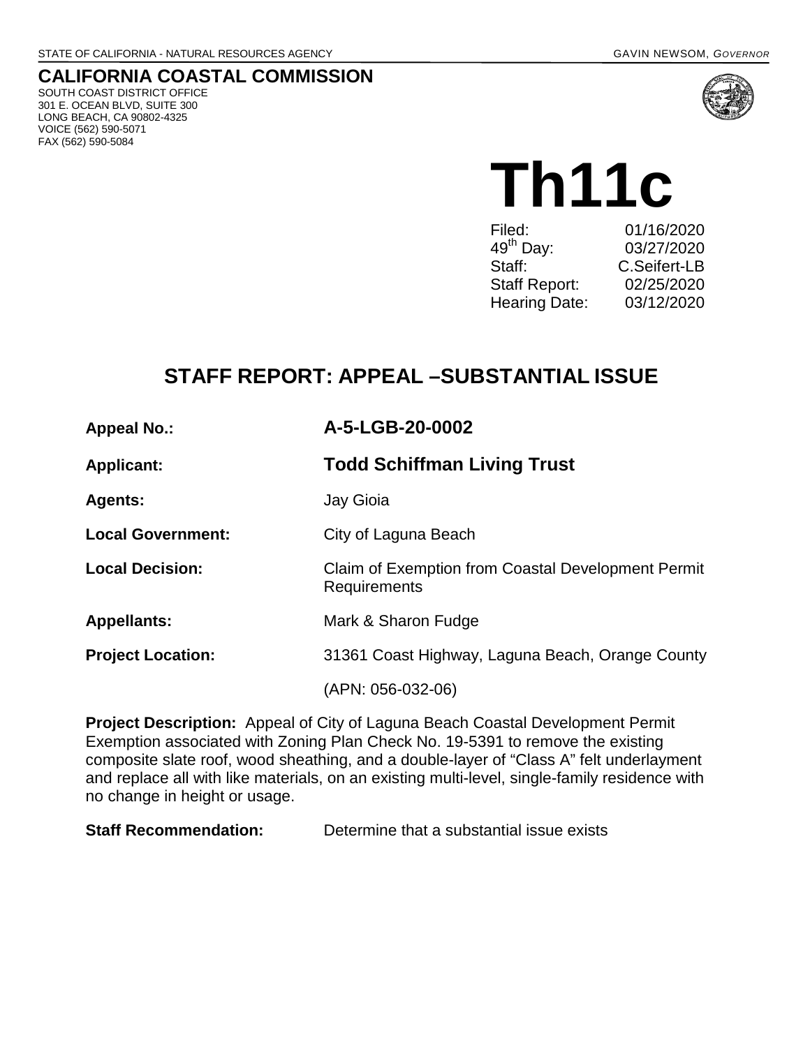STATE OF CALIFORNIA - NATURAL RESOURCES AGENCY GAVIN NEWSOM, *GOVERNOR*

## CALIFORNIA COASTAL COMMISSION

SOUTH COAST DISTRICT OFFICE
301 E. OCEAN BLVD, SUITE 300
LONG BEACH, CA 90802-4325
VOICE (562) 590-5071
FAX (562) 590-5084

# Th11c

| | |
|---|---|
| Filed: | 01/16/2020 |
| 49th Day: | 03/27/2020 |
| Staff: | C.Seifert-LB |
| Staff Report: | 02/25/2020 |
| Hearing Date: | 03/12/2020 |

## STAFF REPORT: APPEAL –SUBSTANTIAL ISSUE

| | |
|---|---|
| **Appeal No.:** | **A-5-LGB-20-0002** |
| **Applicant:** | **Todd Schiffman Living Trust** |
| **Agents:** | Jay Gioia |
| **Local Government:** | City of Laguna Beach |
| **Local Decision:** | Claim of Exemption from Coastal Development Permit Requirements |
| **Appellants:** | Mark & Sharon Fudge |
| **Project Location:** | 31361 Coast Highway, Laguna Beach, Orange County |
| | (APN: 056-032-06) |

**Project Description:** Appeal of City of Laguna Beach Coastal Development Permit Exemption associated with Zoning Plan Check No. 19-5391 to remove the existing composite slate roof, wood sheathing, and a double-layer of "Class A" felt underlayment and replace all with like materials, on an existing multi-level, single-family residence with no change in height or usage.

**Staff Recommendation:** Determine that a substantial issue exists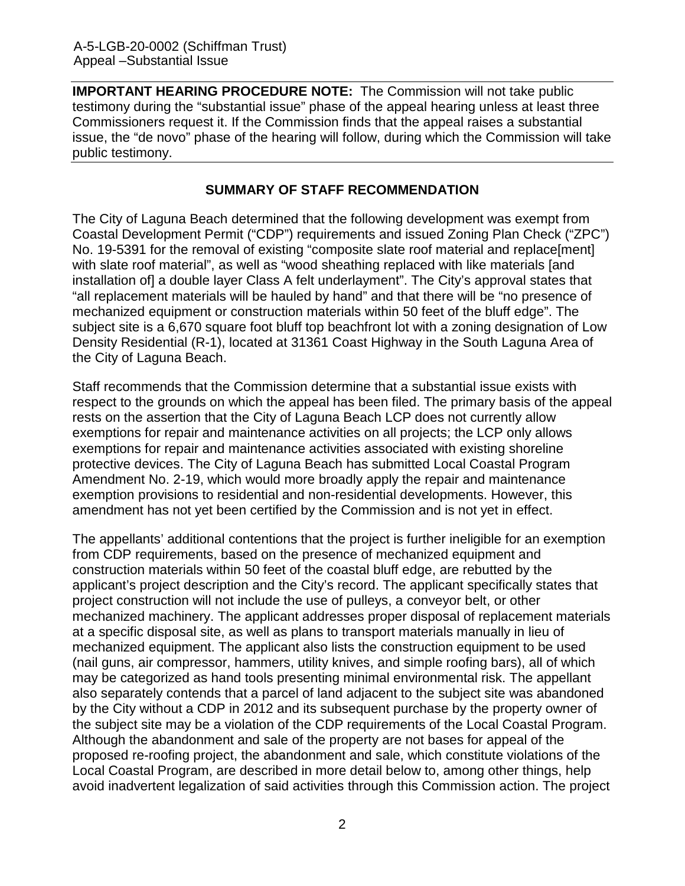**IMPORTANT HEARING PROCEDURE NOTE:** The Commission will not take public testimony during the "substantial issue" phase of the appeal hearing unless at least three Commissioners request it. If the Commission finds that the appeal raises a substantial issue, the "de novo" phase of the hearing will follow, during which the Commission will take public testimony.

## SUMMARY OF STAFF RECOMMENDATION

The City of Laguna Beach determined that the following development was exempt from Coastal Development Permit ("CDP") requirements and issued Zoning Plan Check ("ZPC") No. 19-5391 for the removal of existing "composite slate roof material and replace[ment] with slate roof material", as well as "wood sheathing replaced with like materials [and installation of] a double layer Class A felt underlayment". The City's approval states that "all replacement materials will be hauled by hand" and that there will be "no presence of mechanized equipment or construction materials within 50 feet of the bluff edge". The subject site is a 6,670 square foot bluff top beachfront lot with a zoning designation of Low Density Residential (R-1), located at 31361 Coast Highway in the South Laguna Area of the City of Laguna Beach.

Staff recommends that the Commission determine that a substantial issue exists with respect to the grounds on which the appeal has been filed. The primary basis of the appeal rests on the assertion that the City of Laguna Beach LCP does not currently allow exemptions for repair and maintenance activities on all projects; the LCP only allows exemptions for repair and maintenance activities associated with existing shoreline protective devices. The City of Laguna Beach has submitted Local Coastal Program Amendment No. 2-19, which would more broadly apply the repair and maintenance exemption provisions to residential and non-residential developments. However, this amendment has not yet been certified by the Commission and is not yet in effect.

The appellants' additional contentions that the project is further ineligible for an exemption from CDP requirements, based on the presence of mechanized equipment and construction materials within 50 feet of the coastal bluff edge, are rebutted by the applicant's project description and the City's record. The applicant specifically states that project construction will not include the use of pulleys, a conveyor belt, or other mechanized machinery. The applicant addresses proper disposal of replacement materials at a specific disposal site, as well as plans to transport materials manually in lieu of mechanized equipment. The applicant also lists the construction equipment to be used (nail guns, air compressor, hammers, utility knives, and simple roofing bars), all of which may be categorized as hand tools presenting minimal environmental risk. The appellant also separately contends that a parcel of land adjacent to the subject site was abandoned by the City without a CDP in 2012 and its subsequent purchase by the property owner of the subject site may be a violation of the CDP requirements of the Local Coastal Program. Although the abandonment and sale of the property are not bases for appeal of the proposed re-roofing project, the abandonment and sale, which constitute violations of the Local Coastal Program, are described in more detail below to, among other things, help avoid inadvertent legalization of said activities through this Commission action. The project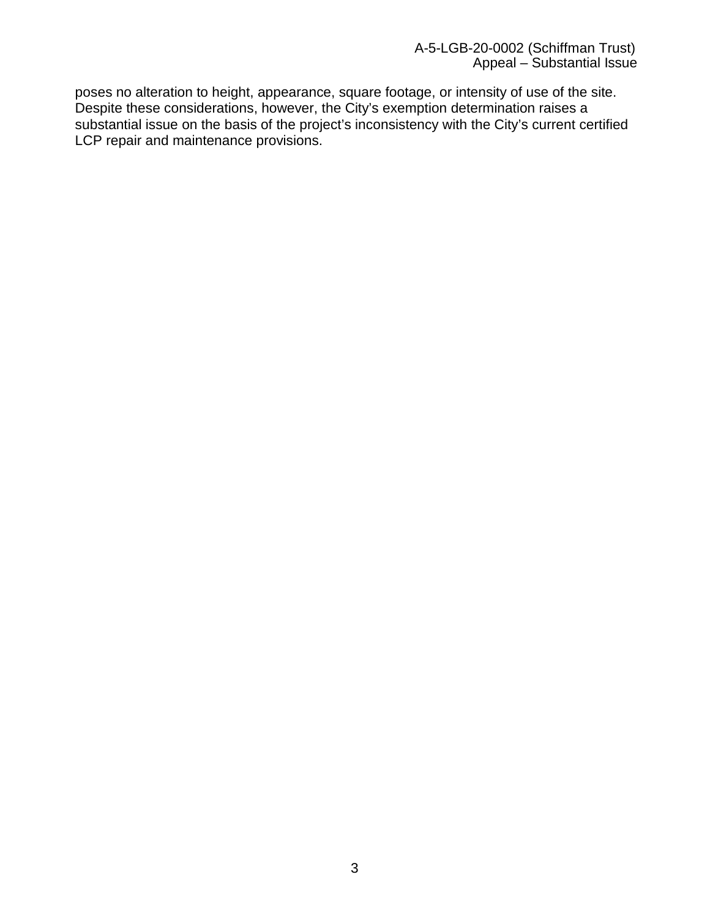poses no alteration to height, appearance, square footage, or intensity of use of the site. Despite these considerations, however, the City's exemption determination raises a substantial issue on the basis of the project's inconsistency with the City's current certified LCP repair and maintenance provisions.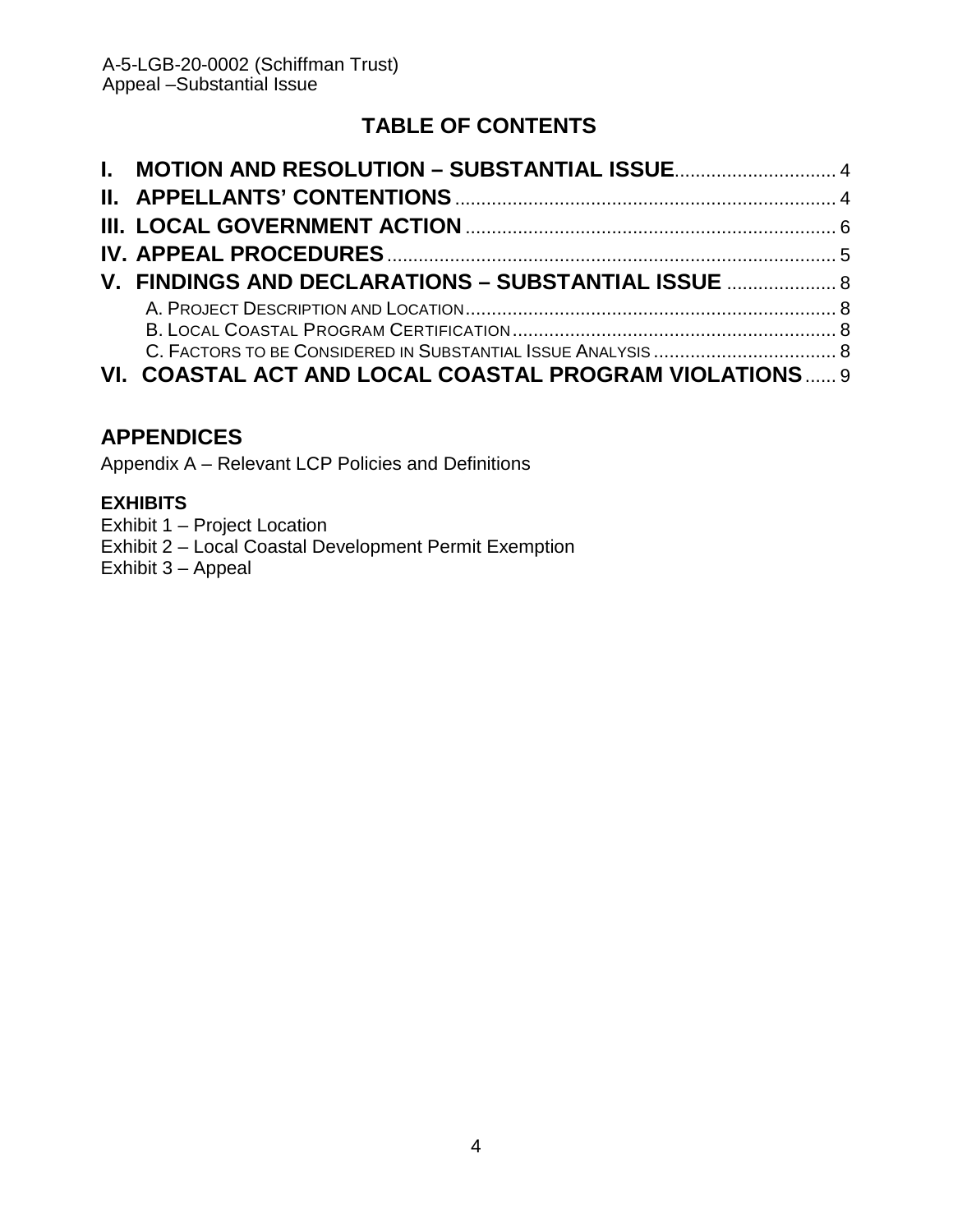## TABLE OF CONTENTS

**I. MOTION AND RESOLUTION – SUBSTANTIAL ISSUE** .............................. 4
**II. APPELLANTS' CONTENTIONS** ........................................................................ 4
**III. LOCAL GOVERNMENT ACTION** ....................................................................... 6
**IV. APPEAL PROCEDURES** ..................................................................................... 5
**V. FINDINGS AND DECLARATIONS – SUBSTANTIAL ISSUE** ..................... 8
- A. PROJECT DESCRIPTION AND LOCATION ...................................................................... 8
- B. LOCAL COASTAL PROGRAM CERTIFICATION ............................................................. 8
- C. FACTORS TO BE CONSIDERED IN SUBSTANTIAL ISSUE ANALYSIS ................................... 8

**VI. COASTAL ACT AND LOCAL COASTAL PROGRAM VIOLATIONS** ...... 9

## APPENDICES

Appendix A – Relevant LCP Policies and Definitions

### EXHIBITS

Exhibit 1 – Project Location
Exhibit 2 – Local Coastal Development Permit Exemption
Exhibit 3 – Appeal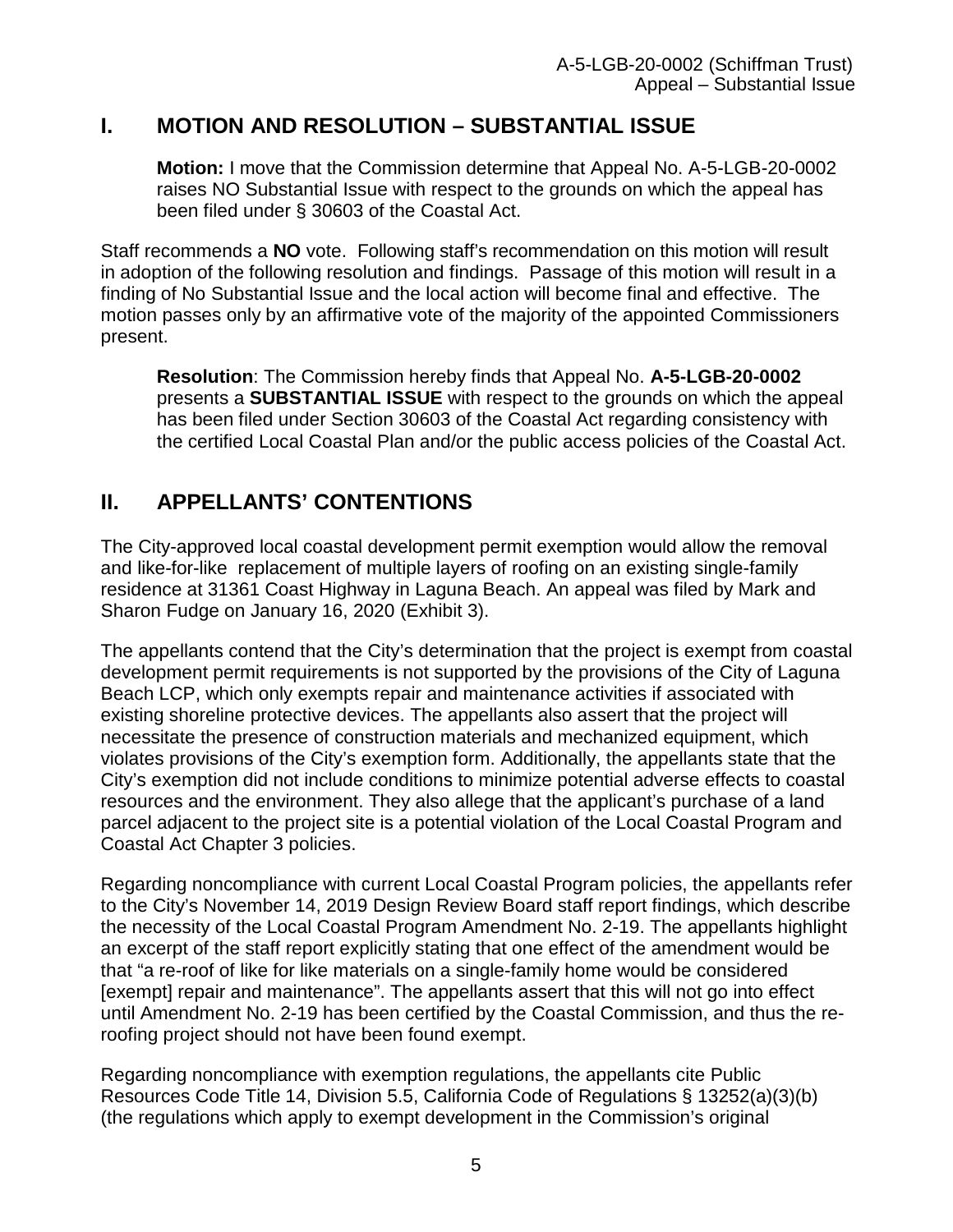## I. MOTION AND RESOLUTION – SUBSTANTIAL ISSUE

**Motion:** I move that the Commission determine that Appeal No. A-5-LGB-20-0002 raises NO Substantial Issue with respect to the grounds on which the appeal has been filed under § 30603 of the Coastal Act.

Staff recommends a **NO** vote. Following staff's recommendation on this motion will result in adoption of the following resolution and findings. Passage of this motion will result in a finding of No Substantial Issue and the local action will become final and effective. The motion passes only by an affirmative vote of the majority of the appointed Commissioners present.

**Resolution**: The Commission hereby finds that Appeal No. **A-5-LGB-20-0002** presents a **SUBSTANTIAL ISSUE** with respect to the grounds on which the appeal has been filed under Section 30603 of the Coastal Act regarding consistency with the certified Local Coastal Plan and/or the public access policies of the Coastal Act.

## II. APPELLANTS' CONTENTIONS

The City-approved local coastal development permit exemption would allow the removal and like-for-like replacement of multiple layers of roofing on an existing single-family residence at 31361 Coast Highway in Laguna Beach. An appeal was filed by Mark and Sharon Fudge on January 16, 2020 (Exhibit 3).

The appellants contend that the City's determination that the project is exempt from coastal development permit requirements is not supported by the provisions of the City of Laguna Beach LCP, which only exempts repair and maintenance activities if associated with existing shoreline protective devices. The appellants also assert that the project will necessitate the presence of construction materials and mechanized equipment, which violates provisions of the City's exemption form. Additionally, the appellants state that the City's exemption did not include conditions to minimize potential adverse effects to coastal resources and the environment. They also allege that the applicant's purchase of a land parcel adjacent to the project site is a potential violation of the Local Coastal Program and Coastal Act Chapter 3 policies.

Regarding noncompliance with current Local Coastal Program policies, the appellants refer to the City's November 14, 2019 Design Review Board staff report findings, which describe the necessity of the Local Coastal Program Amendment No. 2-19. The appellants highlight an excerpt of the staff report explicitly stating that one effect of the amendment would be that "a re-roof of like for like materials on a single-family home would be considered [exempt] repair and maintenance". The appellants assert that this will not go into effect until Amendment No. 2-19 has been certified by the Coastal Commission, and thus the re-roofing project should not have been found exempt.

Regarding noncompliance with exemption regulations, the appellants cite Public Resources Code Title 14, Division 5.5, California Code of Regulations § 13252(a)(3)(b) (the regulations which apply to exempt development in the Commission's original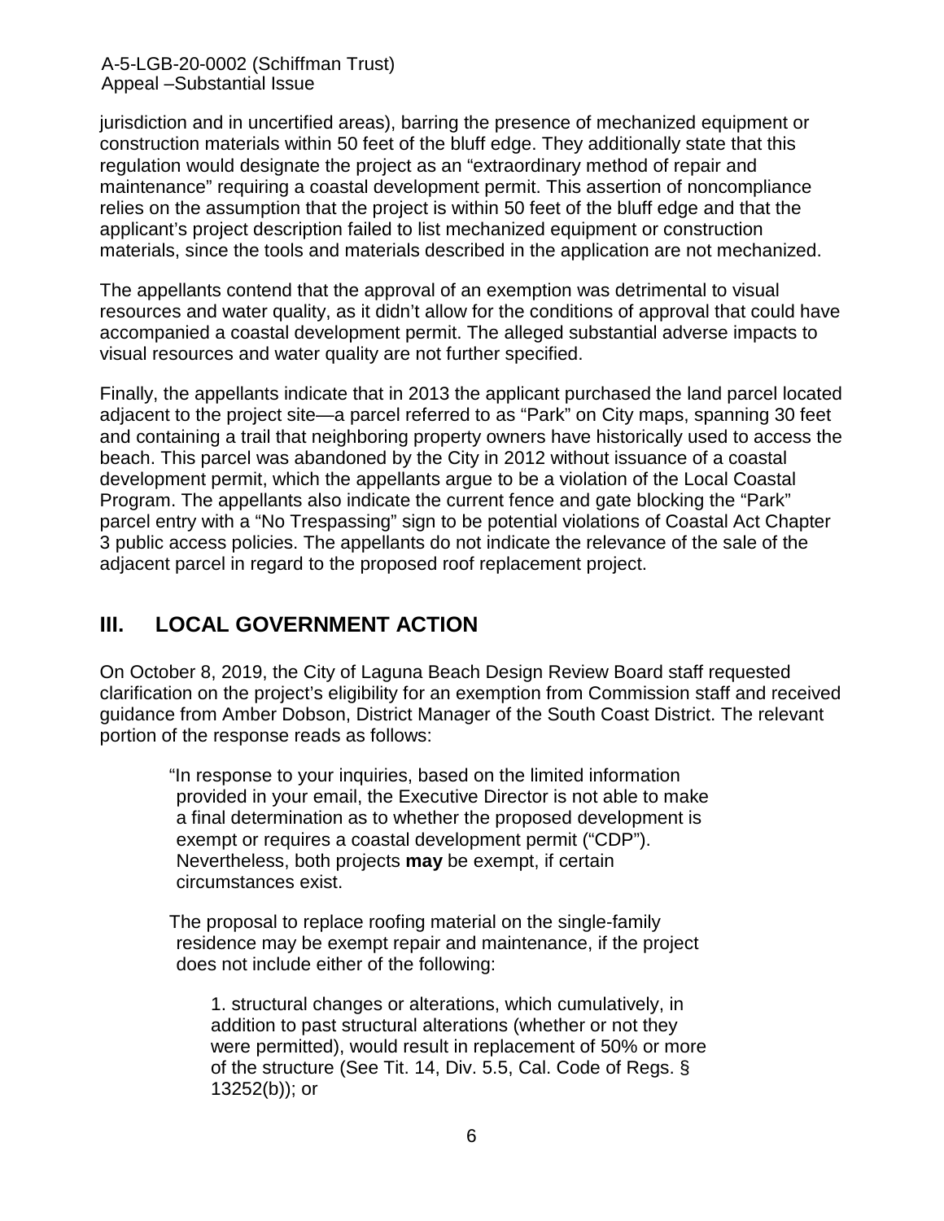jurisdiction and in uncertified areas), barring the presence of mechanized equipment or construction materials within 50 feet of the bluff edge. They additionally state that this regulation would designate the project as an "extraordinary method of repair and maintenance" requiring a coastal development permit. This assertion of noncompliance relies on the assumption that the project is within 50 feet of the bluff edge and that the applicant's project description failed to list mechanized equipment or construction materials, since the tools and materials described in the application are not mechanized.

The appellants contend that the approval of an exemption was detrimental to visual resources and water quality, as it didn't allow for the conditions of approval that could have accompanied a coastal development permit. The alleged substantial adverse impacts to visual resources and water quality are not further specified.

Finally, the appellants indicate that in 2013 the applicant purchased the land parcel located adjacent to the project site—a parcel referred to as "Park" on City maps, spanning 30 feet and containing a trail that neighboring property owners have historically used to access the beach. This parcel was abandoned by the City in 2012 without issuance of a coastal development permit, which the appellants argue to be a violation of the Local Coastal Program. The appellants also indicate the current fence and gate blocking the "Park" parcel entry with a "No Trespassing" sign to be potential violations of Coastal Act Chapter 3 public access policies. The appellants do not indicate the relevance of the sale of the adjacent parcel in regard to the proposed roof replacement project.

## III. LOCAL GOVERNMENT ACTION

On October 8, 2019, the City of Laguna Beach Design Review Board staff requested clarification on the project's eligibility for an exemption from Commission staff and received guidance from Amber Dobson, District Manager of the South Coast District. The relevant portion of the response reads as follows:

> "In response to your inquiries, based on the limited information provided in your email, the Executive Director is not able to make a final determination as to whether the proposed development is exempt or requires a coastal development permit ("CDP"). Nevertheless, both projects **may** be exempt, if certain circumstances exist.
>
> The proposal to replace roofing material on the single-family residence may be exempt repair and maintenance, if the project does not include either of the following:
>
> 1. structural changes or alterations, which cumulatively, in addition to past structural alterations (whether or not they were permitted), would result in replacement of 50% or more of the structure (See Tit. 14, Div. 5.5, Cal. Code of Regs. § 13252(b)); or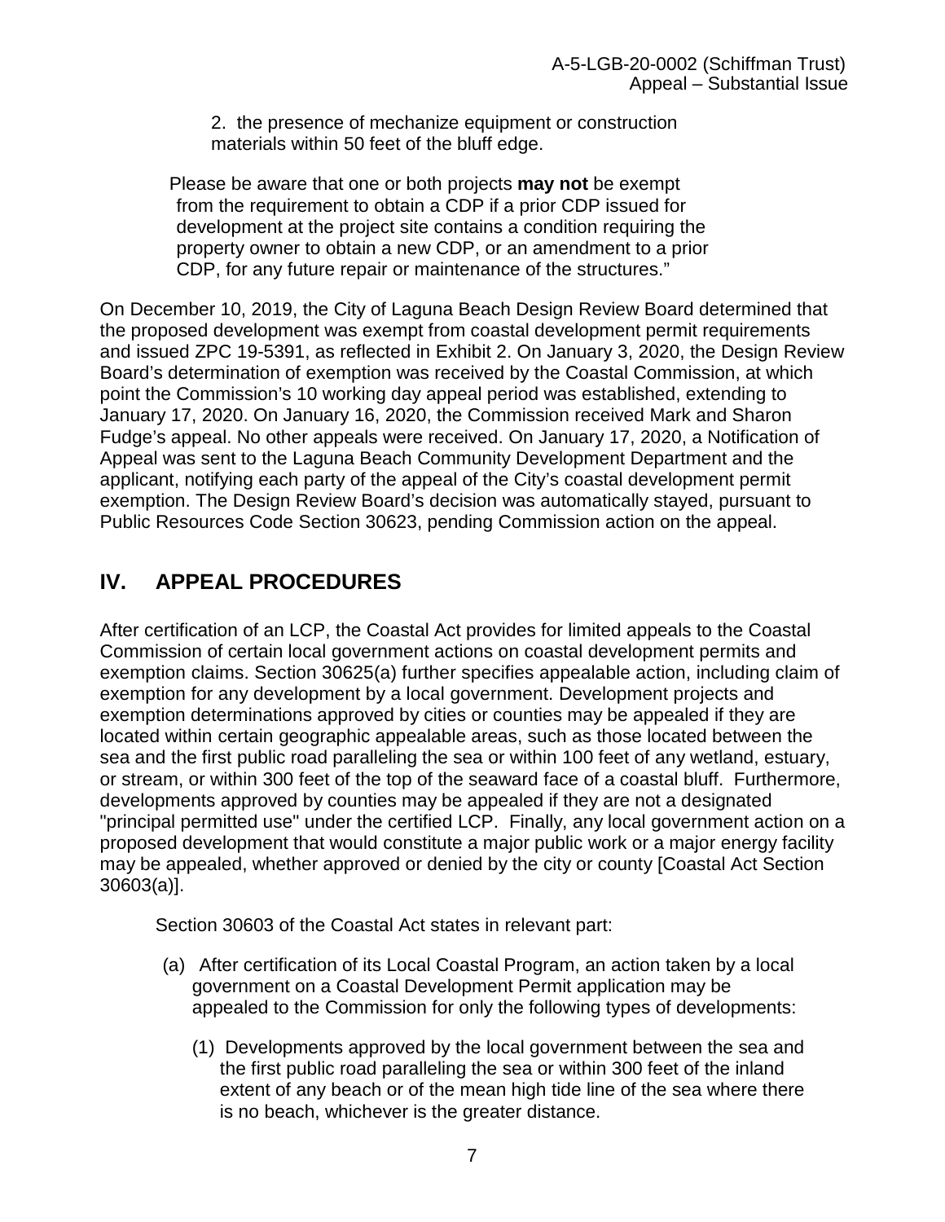2. the presence of mechanize equipment or construction materials within 50 feet of the bluff edge.

Please be aware that one or both projects **may not** be exempt from the requirement to obtain a CDP if a prior CDP issued for development at the project site contains a condition requiring the property owner to obtain a new CDP, or an amendment to a prior CDP, for any future repair or maintenance of the structures."

On December 10, 2019, the City of Laguna Beach Design Review Board determined that the proposed development was exempt from coastal development permit requirements and issued ZPC 19-5391, as reflected in Exhibit 2. On January 3, 2020, the Design Review Board's determination of exemption was received by the Coastal Commission, at which point the Commission's 10 working day appeal period was established, extending to January 17, 2020. On January 16, 2020, the Commission received Mark and Sharon Fudge's appeal. No other appeals were received. On January 17, 2020, a Notification of Appeal was sent to the Laguna Beach Community Development Department and the applicant, notifying each party of the appeal of the City's coastal development permit exemption. The Design Review Board's decision was automatically stayed, pursuant to Public Resources Code Section 30623, pending Commission action on the appeal.

## IV. APPEAL PROCEDURES

After certification of an LCP, the Coastal Act provides for limited appeals to the Coastal Commission of certain local government actions on coastal development permits and exemption claims. Section 30625(a) further specifies appealable action, including claim of exemption for any development by a local government. Development projects and exemption determinations approved by cities or counties may be appealed if they are located within certain geographic appealable areas, such as those located between the sea and the first public road paralleling the sea or within 100 feet of any wetland, estuary, or stream, or within 300 feet of the top of the seaward face of a coastal bluff. Furthermore, developments approved by counties may be appealed if they are not a designated "principal permitted use" under the certified LCP. Finally, any local government action on a proposed development that would constitute a major public work or a major energy facility may be appealed, whether approved or denied by the city or county [Coastal Act Section 30603(a)].

Section 30603 of the Coastal Act states in relevant part:

(a) After certification of its Local Coastal Program, an action taken by a local government on a Coastal Development Permit application may be appealed to the Commission for only the following types of developments:

(1) Developments approved by the local government between the sea and the first public road paralleling the sea or within 300 feet of the inland extent of any beach or of the mean high tide line of the sea where there is no beach, whichever is the greater distance.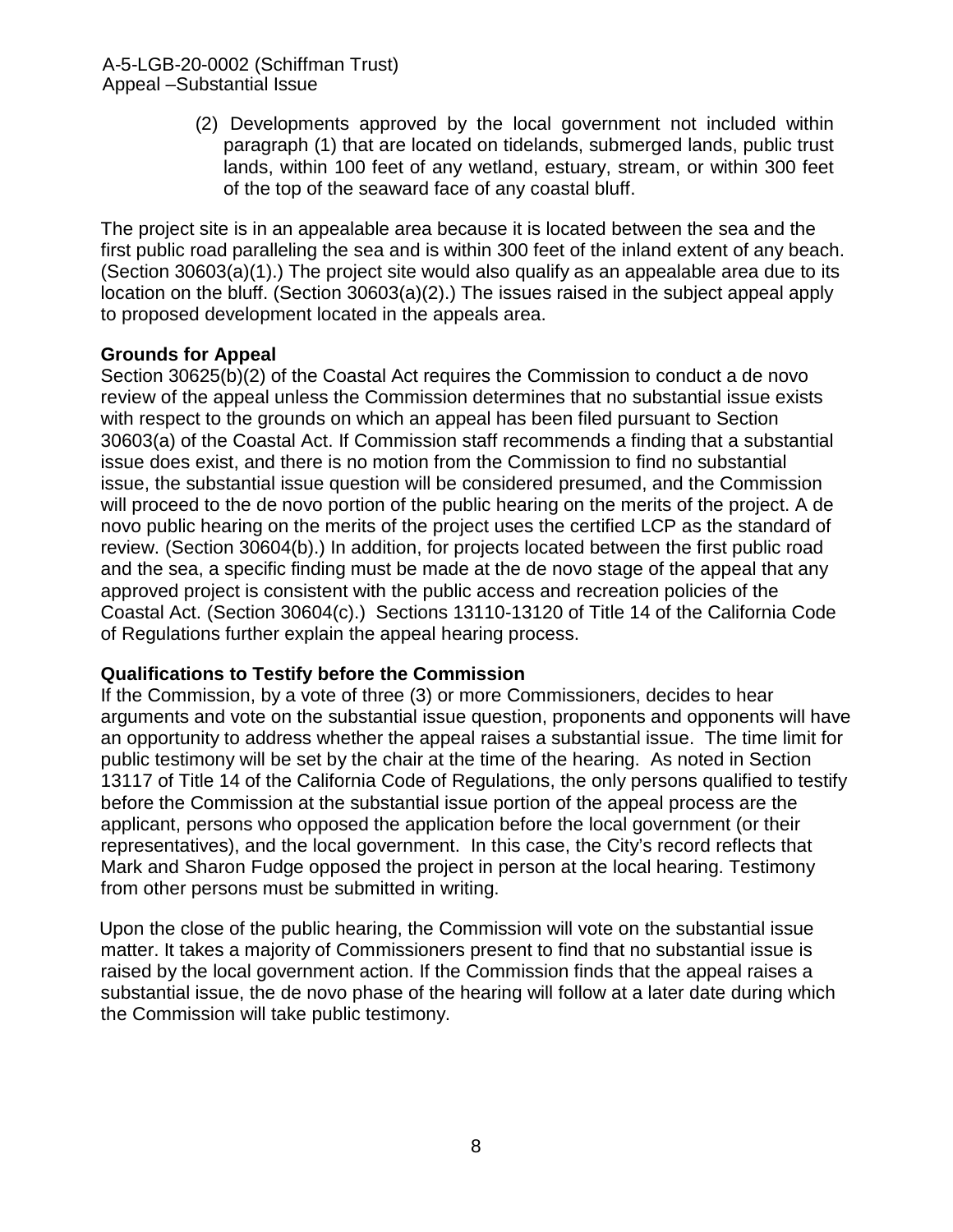(2) Developments approved by the local government not included within paragraph (1) that are located on tidelands, submerged lands, public trust lands, within 100 feet of any wetland, estuary, stream, or within 300 feet of the top of the seaward face of any coastal bluff.

The project site is in an appealable area because it is located between the sea and the first public road paralleling the sea and is within 300 feet of the inland extent of any beach. (Section 30603(a)(1).) The project site would also qualify as an appealable area due to its location on the bluff. (Section 30603(a)(2).) The issues raised in the subject appeal apply to proposed development located in the appeals area.

**Grounds for Appeal**

Section 30625(b)(2) of the Coastal Act requires the Commission to conduct a de novo review of the appeal unless the Commission determines that no substantial issue exists with respect to the grounds on which an appeal has been filed pursuant to Section 30603(a) of the Coastal Act. If Commission staff recommends a finding that a substantial issue does exist, and there is no motion from the Commission to find no substantial issue, the substantial issue question will be considered presumed, and the Commission will proceed to the de novo portion of the public hearing on the merits of the project. A de novo public hearing on the merits of the project uses the certified LCP as the standard of review. (Section 30604(b).) In addition, for projects located between the first public road and the sea, a specific finding must be made at the de novo stage of the appeal that any approved project is consistent with the public access and recreation policies of the Coastal Act. (Section 30604(c).) Sections 13110-13120 of Title 14 of the California Code of Regulations further explain the appeal hearing process.

**Qualifications to Testify before the Commission**

If the Commission, by a vote of three (3) or more Commissioners, decides to hear arguments and vote on the substantial issue question, proponents and opponents will have an opportunity to address whether the appeal raises a substantial issue. The time limit for public testimony will be set by the chair at the time of the hearing. As noted in Section 13117 of Title 14 of the California Code of Regulations, the only persons qualified to testify before the Commission at the substantial issue portion of the appeal process are the applicant, persons who opposed the application before the local government (or their representatives), and the local government. In this case, the City's record reflects that Mark and Sharon Fudge opposed the project in person at the local hearing. Testimony from other persons must be submitted in writing.

Upon the close of the public hearing, the Commission will vote on the substantial issue matter. It takes a majority of Commissioners present to find that no substantial issue is raised by the local government action. If the Commission finds that the appeal raises a substantial issue, the de novo phase of the hearing will follow at a later date during which the Commission will take public testimony.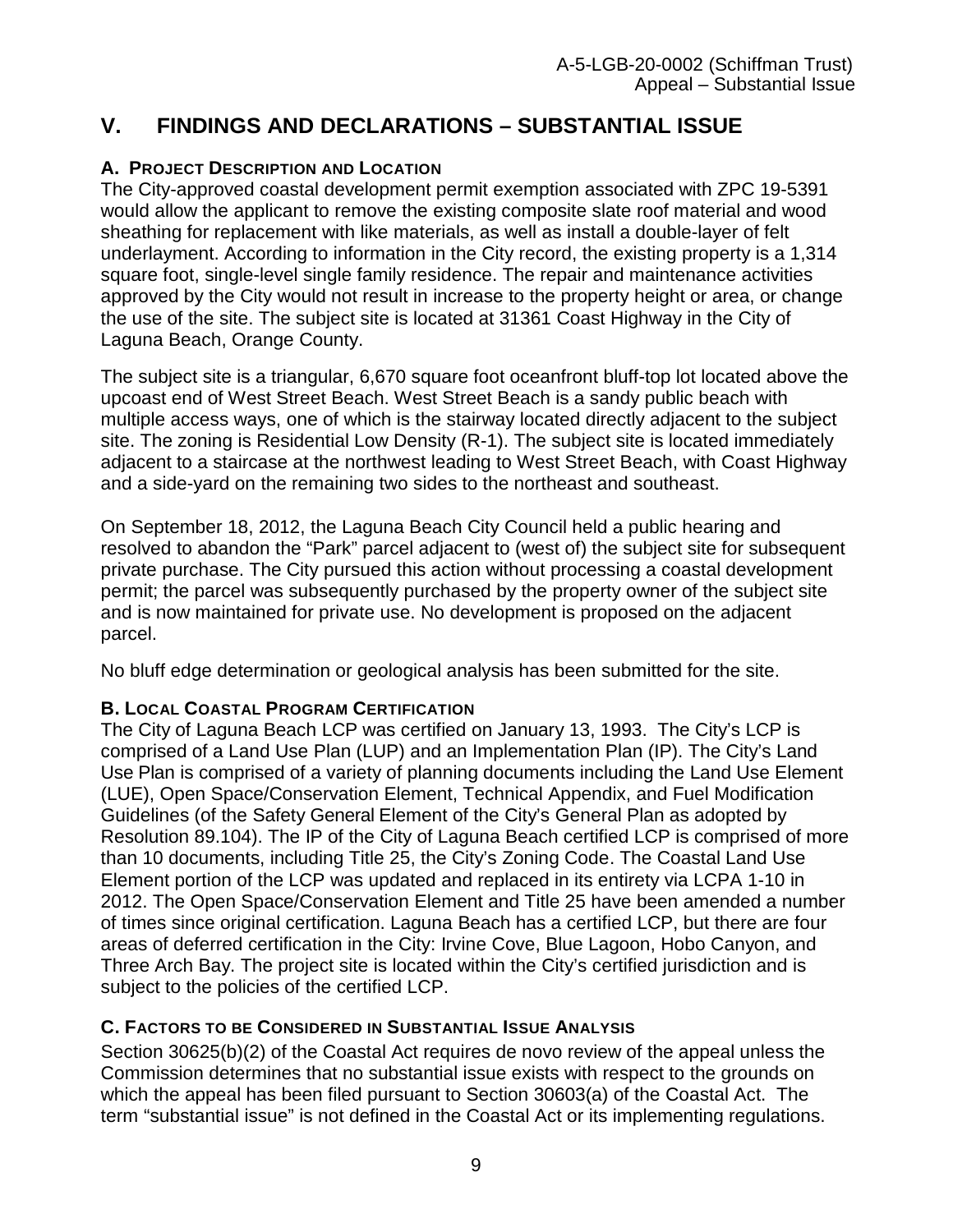## V. FINDINGS AND DECLARATIONS – SUBSTANTIAL ISSUE

### A. PROJECT DESCRIPTION AND LOCATION

The City-approved coastal development permit exemption associated with ZPC 19-5391 would allow the applicant to remove the existing composite slate roof material and wood sheathing for replacement with like materials, as well as install a double-layer of felt underlayment. According to information in the City record, the existing property is a 1,314 square foot, single-level single family residence. The repair and maintenance activities approved by the City would not result in increase to the property height or area, or change the use of the site. The subject site is located at 31361 Coast Highway in the City of Laguna Beach, Orange County.

The subject site is a triangular, 6,670 square foot oceanfront bluff-top lot located above the upcoast end of West Street Beach. West Street Beach is a sandy public beach with multiple access ways, one of which is the stairway located directly adjacent to the subject site. The zoning is Residential Low Density (R-1). The subject site is located immediately adjacent to a staircase at the northwest leading to West Street Beach, with Coast Highway and a side-yard on the remaining two sides to the northeast and southeast.

On September 18, 2012, the Laguna Beach City Council held a public hearing and resolved to abandon the "Park" parcel adjacent to (west of) the subject site for subsequent private purchase. The City pursued this action without processing a coastal development permit; the parcel was subsequently purchased by the property owner of the subject site and is now maintained for private use. No development is proposed on the adjacent parcel.

No bluff edge determination or geological analysis has been submitted for the site.

### B. LOCAL COASTAL PROGRAM CERTIFICATION

The City of Laguna Beach LCP was certified on January 13, 1993. The City's LCP is comprised of a Land Use Plan (LUP) and an Implementation Plan (IP). The City's Land Use Plan is comprised of a variety of planning documents including the Land Use Element (LUE), Open Space/Conservation Element, Technical Appendix, and Fuel Modification Guidelines (of the Safety General Element of the City's General Plan as adopted by Resolution 89.104). The IP of the City of Laguna Beach certified LCP is comprised of more than 10 documents, including Title 25, the City's Zoning Code. The Coastal Land Use Element portion of the LCP was updated and replaced in its entirety via LCPA 1-10 in 2012. The Open Space/Conservation Element and Title 25 have been amended a number of times since original certification. Laguna Beach has a certified LCP, but there are four areas of deferred certification in the City: Irvine Cove, Blue Lagoon, Hobo Canyon, and Three Arch Bay. The project site is located within the City's certified jurisdiction and is subject to the policies of the certified LCP.

### C. FACTORS TO BE CONSIDERED IN SUBSTANTIAL ISSUE ANALYSIS

Section 30625(b)(2) of the Coastal Act requires de novo review of the appeal unless the Commission determines that no substantial issue exists with respect to the grounds on which the appeal has been filed pursuant to Section 30603(a) of the Coastal Act. The term "substantial issue" is not defined in the Coastal Act or its implementing regulations.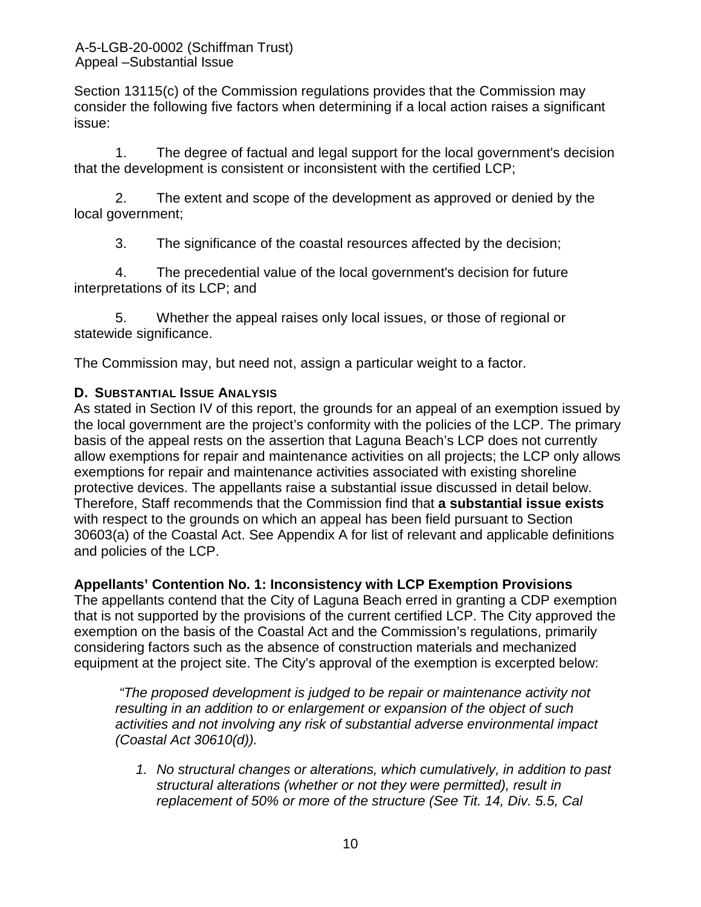Section 13115(c) of the Commission regulations provides that the Commission may consider the following five factors when determining if a local action raises a significant issue:

1. The degree of factual and legal support for the local government's decision that the development is consistent or inconsistent with the certified LCP;

2. The extent and scope of the development as approved or denied by the local government;

3. The significance of the coastal resources affected by the decision;

4. The precedential value of the local government's decision for future interpretations of its LCP; and

5. Whether the appeal raises only local issues, or those of regional or statewide significance.

The Commission may, but need not, assign a particular weight to a factor.

### D. SUBSTANTIAL ISSUE ANALYSIS

As stated in Section IV of this report, the grounds for an appeal of an exemption issued by the local government are the project's conformity with the policies of the LCP. The primary basis of the appeal rests on the assertion that Laguna Beach's LCP does not currently allow exemptions for repair and maintenance activities on all projects; the LCP only allows exemptions for repair and maintenance activities associated with existing shoreline protective devices. The appellants raise a substantial issue discussed in detail below. Therefore, Staff recommends that the Commission find that **a substantial issue exists** with respect to the grounds on which an appeal has been field pursuant to Section 30603(a) of the Coastal Act. See Appendix A for list of relevant and applicable definitions and policies of the LCP.

**Appellants' Contention No. 1: Inconsistency with LCP Exemption Provisions**

The appellants contend that the City of Laguna Beach erred in granting a CDP exemption that is not supported by the provisions of the current certified LCP. The City approved the exemption on the basis of the Coastal Act and the Commission's regulations, primarily considering factors such as the absence of construction materials and mechanized equipment at the project site. The City's approval of the exemption is excerpted below:

> *"The proposed development is judged to be repair or maintenance activity not resulting in an addition to or enlargement or expansion of the object of such activities and not involving any risk of substantial adverse environmental impact (Coastal Act 30610(d)).*
>
> 1. *No structural changes or alterations, which cumulatively, in addition to past structural alterations (whether or not they were permitted), result in replacement of 50% or more of the structure (See Tit. 14, Div. 5.5, Cal*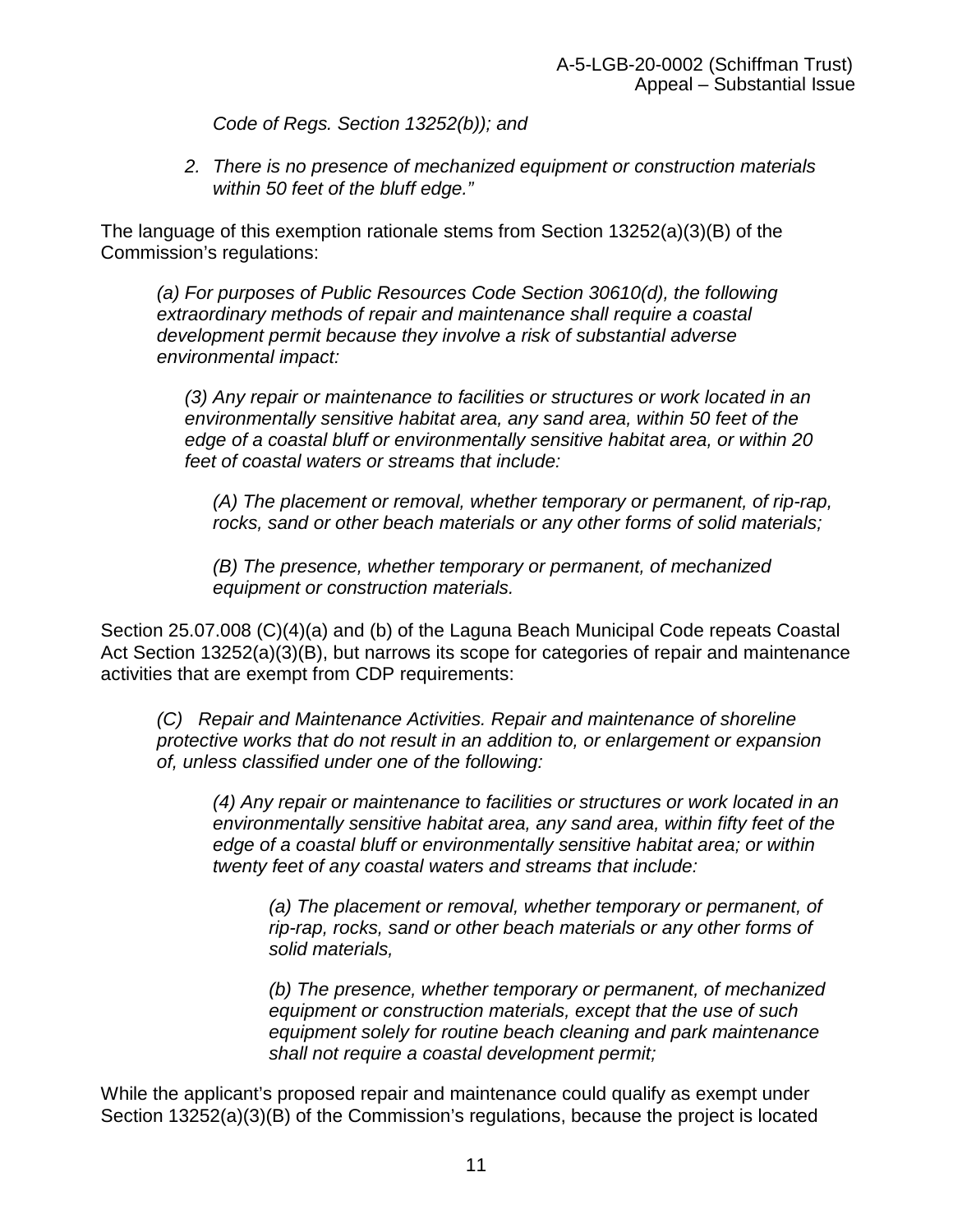*Code of Regs. Section 13252(b)); and*

*2. There is no presence of mechanized equipment or construction materials within 50 feet of the bluff edge."*

The language of this exemption rationale stems from Section 13252(a)(3)(B) of the Commission's regulations:

> *(a) For purposes of Public Resources Code Section 30610(d), the following extraordinary methods of repair and maintenance shall require a coastal development permit because they involve a risk of substantial adverse environmental impact:*
>
> > *(3) Any repair or maintenance to facilities or structures or work located in an environmentally sensitive habitat area, any sand area, within 50 feet of the edge of a coastal bluff or environmentally sensitive habitat area, or within 20 feet of coastal waters or streams that include:*
> >
> > > *(A) The placement or removal, whether temporary or permanent, of rip-rap, rocks, sand or other beach materials or any other forms of solid materials;*
> > >
> > > *(B) The presence, whether temporary or permanent, of mechanized equipment or construction materials.*

Section 25.07.008 (C)(4)(a) and (b) of the Laguna Beach Municipal Code repeats Coastal Act Section 13252(a)(3)(B), but narrows its scope for categories of repair and maintenance activities that are exempt from CDP requirements:

> *(C) Repair and Maintenance Activities. Repair and maintenance of shoreline protective works that do not result in an addition to, or enlargement or expansion of, unless classified under one of the following:*
>
> > *(4) Any repair or maintenance to facilities or structures or work located in an environmentally sensitive habitat area, any sand area, within fifty feet of the edge of a coastal bluff or environmentally sensitive habitat area; or within twenty feet of any coastal waters and streams that include:*
> >
> > > *(a) The placement or removal, whether temporary or permanent, of rip-rap, rocks, sand or other beach materials or any other forms of solid materials,*
> > >
> > > *(b) The presence, whether temporary or permanent, of mechanized equipment or construction materials, except that the use of such equipment solely for routine beach cleaning and park maintenance shall not require a coastal development permit;*

While the applicant's proposed repair and maintenance could qualify as exempt under Section 13252(a)(3)(B) of the Commission's regulations, because the project is located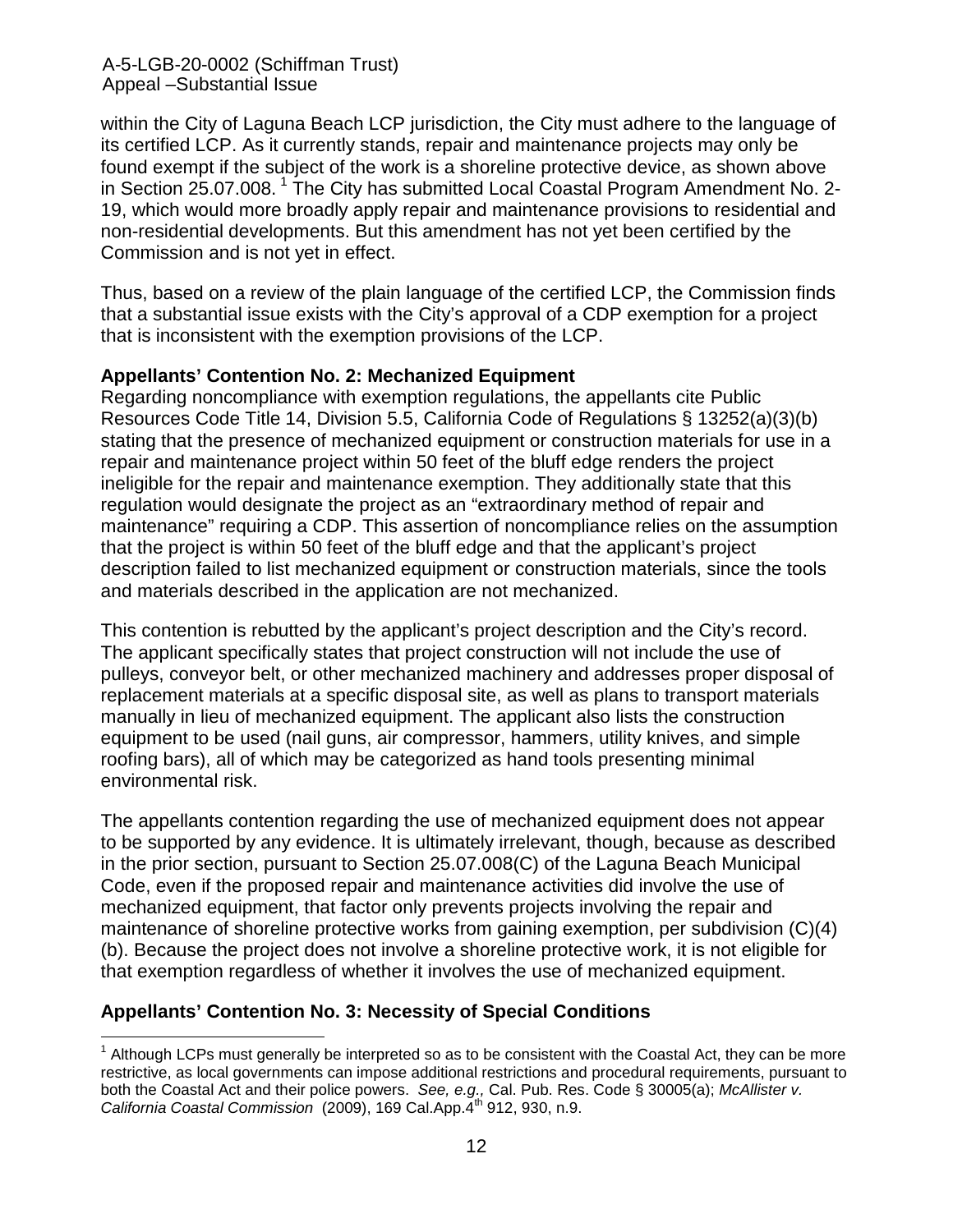within the City of Laguna Beach LCP jurisdiction, the City must adhere to the language of its certified LCP. As it currently stands, repair and maintenance projects may only be found exempt if the subject of the work is a shoreline protective device, as shown above in Section 25.07.008. [1] The City has submitted Local Coastal Program Amendment No. 2-19, which would more broadly apply repair and maintenance provisions to residential and non-residential developments. But this amendment has not yet been certified by the Commission and is not yet in effect.

Thus, based on a review of the plain language of the certified LCP, the Commission finds that a substantial issue exists with the City's approval of a CDP exemption for a project that is inconsistent with the exemption provisions of the LCP.

**Appellants' Contention No. 2: Mechanized Equipment**

Regarding noncompliance with exemption regulations, the appellants cite Public Resources Code Title 14, Division 5.5, California Code of Regulations § 13252(a)(3)(b) stating that the presence of mechanized equipment or construction materials for use in a repair and maintenance project within 50 feet of the bluff edge renders the project ineligible for the repair and maintenance exemption. They additionally state that this regulation would designate the project as an "extraordinary method of repair and maintenance" requiring a CDP. This assertion of noncompliance relies on the assumption that the project is within 50 feet of the bluff edge and that the applicant's project description failed to list mechanized equipment or construction materials, since the tools and materials described in the application are not mechanized.

This contention is rebutted by the applicant's project description and the City's record. The applicant specifically states that project construction will not include the use of pulleys, conveyor belt, or other mechanized machinery and addresses proper disposal of replacement materials at a specific disposal site, as well as plans to transport materials manually in lieu of mechanized equipment. The applicant also lists the construction equipment to be used (nail guns, air compressor, hammers, utility knives, and simple roofing bars), all of which may be categorized as hand tools presenting minimal environmental risk.

The appellants contention regarding the use of mechanized equipment does not appear to be supported by any evidence. It is ultimately irrelevant, though, because as described in the prior section, pursuant to Section 25.07.008(C) of the Laguna Beach Municipal Code, even if the proposed repair and maintenance activities did involve the use of mechanized equipment, that factor only prevents projects involving the repair and maintenance of shoreline protective works from gaining exemption, per subdivision (C)(4)(b). Because the project does not involve a shoreline protective work, it is not eligible for that exemption regardless of whether it involves the use of mechanized equipment.

**Appellants' Contention No. 3: Necessity of Special Conditions**

[1] Although LCPs must generally be interpreted so as to be consistent with the Coastal Act, they can be more restrictive, as local governments can impose additional restrictions and procedural requirements, pursuant to both the Coastal Act and their police powers. *See, e.g.,* Cal. Pub. Res. Code § 30005(a); *McAllister v. California Coastal Commission* (2009), 169 Cal.App.4th 912, 930, n.9.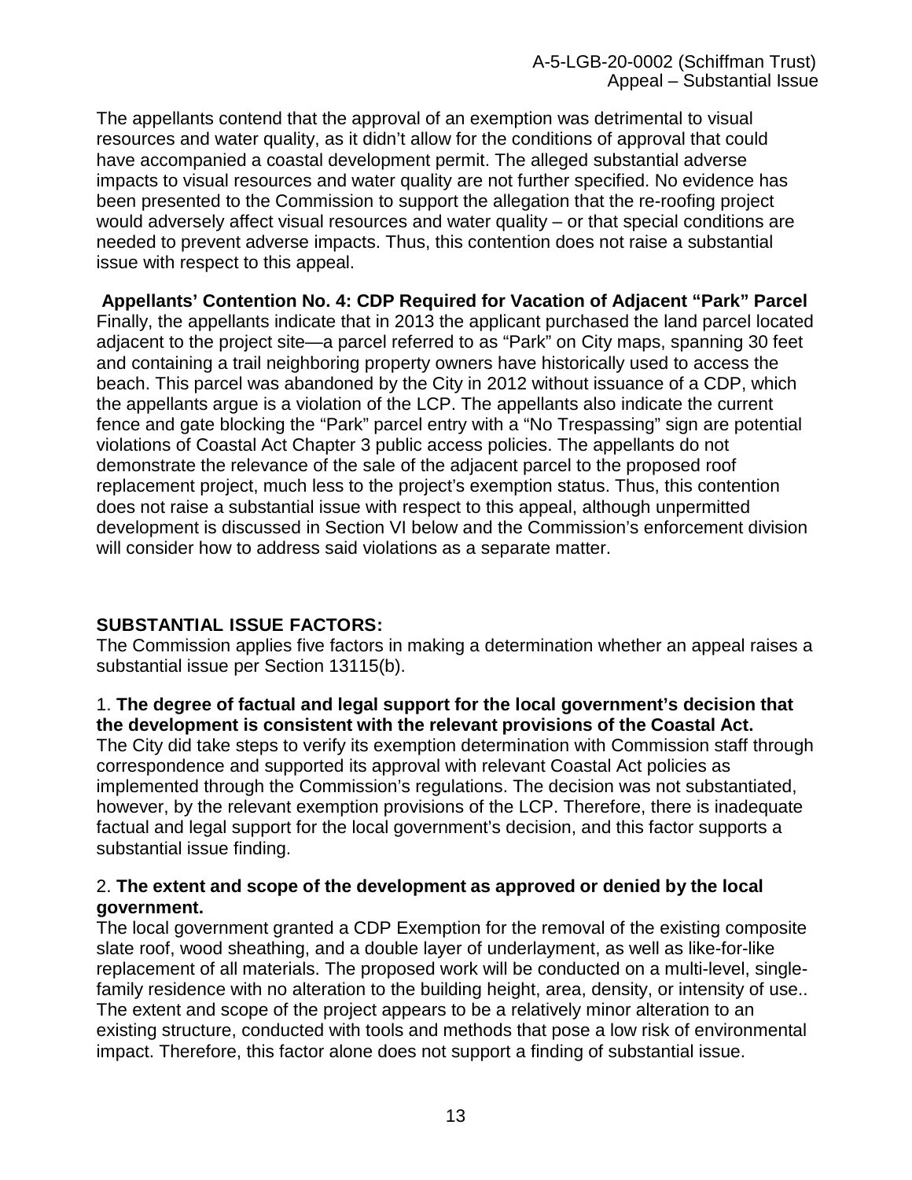The appellants contend that the approval of an exemption was detrimental to visual resources and water quality, as it didn't allow for the conditions of approval that could have accompanied a coastal development permit. The alleged substantial adverse impacts to visual resources and water quality are not further specified. No evidence has been presented to the Commission to support the allegation that the re-roofing project would adversely affect visual resources and water quality – or that special conditions are needed to prevent adverse impacts. Thus, this contention does not raise a substantial issue with respect to this appeal.

**Appellants' Contention No. 4: CDP Required for Vacation of Adjacent "Park" Parcel**
Finally, the appellants indicate that in 2013 the applicant purchased the land parcel located adjacent to the project site—a parcel referred to as "Park" on City maps, spanning 30 feet and containing a trail neighboring property owners have historically used to access the beach. This parcel was abandoned by the City in 2012 without issuance of a CDP, which the appellants argue is a violation of the LCP. The appellants also indicate the current fence and gate blocking the "Park" parcel entry with a "No Trespassing" sign are potential violations of Coastal Act Chapter 3 public access policies. The appellants do not demonstrate the relevance of the sale of the adjacent parcel to the proposed roof replacement project, much less to the project's exemption status. Thus, this contention does not raise a substantial issue with respect to this appeal, although unpermitted development is discussed in Section VI below and the Commission's enforcement division will consider how to address said violations as a separate matter.

**SUBSTANTIAL ISSUE FACTORS:**
The Commission applies five factors in making a determination whether an appeal raises a substantial issue per Section 13115(b).

1. **The degree of factual and legal support for the local government's decision that the development is consistent with the relevant provisions of the Coastal Act.**
The City did take steps to verify its exemption determination with Commission staff through correspondence and supported its approval with relevant Coastal Act policies as implemented through the Commission's regulations. The decision was not substantiated, however, by the relevant exemption provisions of the LCP. Therefore, there is inadequate factual and legal support for the local government's decision, and this factor supports a substantial issue finding.

2. **The extent and scope of the development as approved or denied by the local government.**
The local government granted a CDP Exemption for the removal of the existing composite slate roof, wood sheathing, and a double layer of underlayment, as well as like-for-like replacement of all materials. The proposed work will be conducted on a multi-level, single-family residence with no alteration to the building height, area, density, or intensity of use.. The extent and scope of the project appears to be a relatively minor alteration to an existing structure, conducted with tools and methods that pose a low risk of environmental impact. Therefore, this factor alone does not support a finding of substantial issue.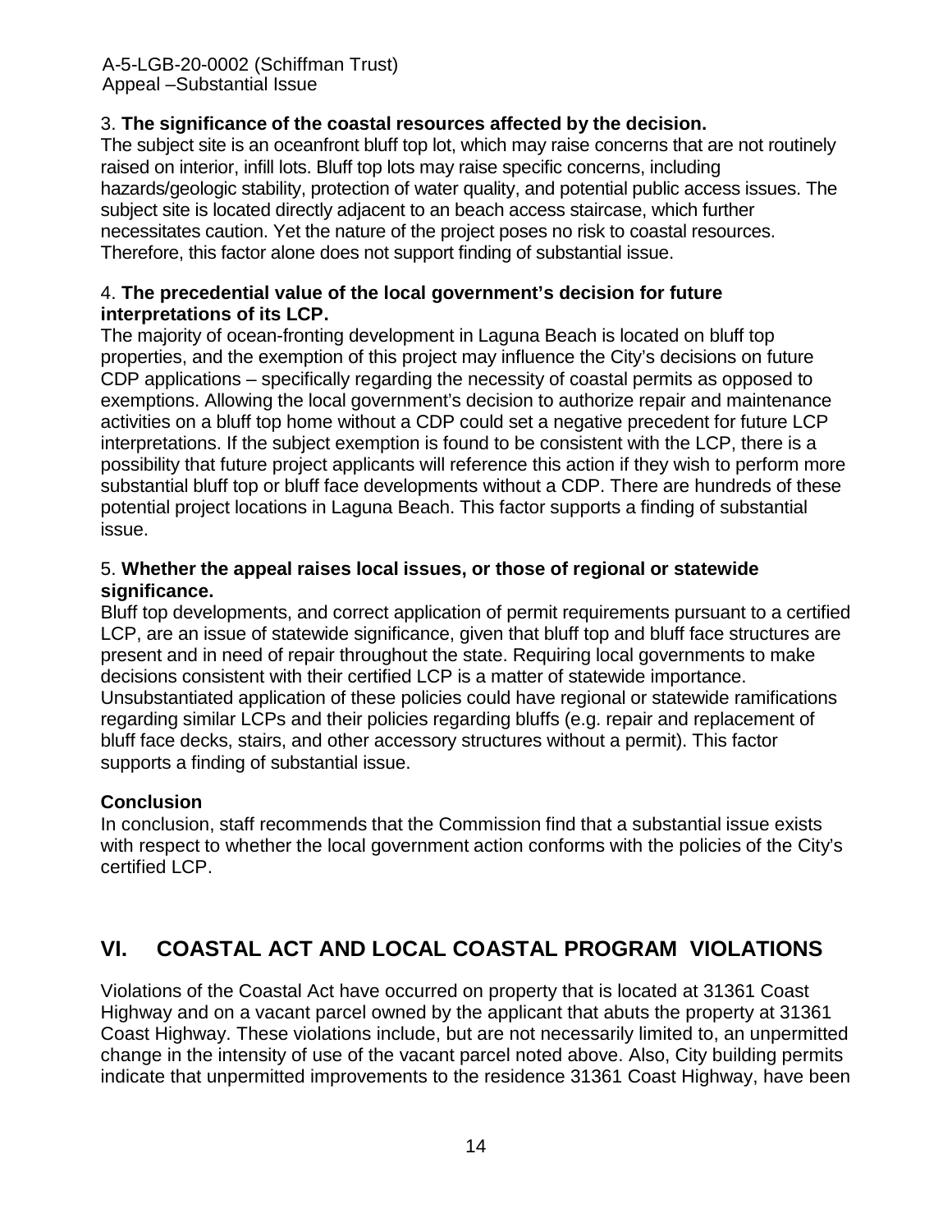3. **The significance of the coastal resources affected by the decision.**
The subject site is an oceanfront bluff top lot, which may raise concerns that are not routinely raised on interior, infill lots. Bluff top lots may raise specific concerns, including hazards/geologic stability, protection of water quality, and potential public access issues. The subject site is located directly adjacent to an beach access staircase, which further necessitates caution. Yet the nature of the project poses no risk to coastal resources. Therefore, this factor alone does not support finding of substantial issue.

4. **The precedential value of the local government's decision for future interpretations of its LCP.**
The majority of ocean-fronting development in Laguna Beach is located on bluff top properties, and the exemption of this project may influence the City's decisions on future CDP applications – specifically regarding the necessity of coastal permits as opposed to exemptions. Allowing the local government's decision to authorize repair and maintenance activities on a bluff top home without a CDP could set a negative precedent for future LCP interpretations. If the subject exemption is found to be consistent with the LCP, there is a possibility that future project applicants will reference this action if they wish to perform more substantial bluff top or bluff face developments without a CDP. There are hundreds of these potential project locations in Laguna Beach. This factor supports a finding of substantial issue.

5. **Whether the appeal raises local issues, or those of regional or statewide significance.**
Bluff top developments, and correct application of permit requirements pursuant to a certified LCP, are an issue of statewide significance, given that bluff top and bluff face structures are present and in need of repair throughout the state. Requiring local governments to make decisions consistent with their certified LCP is a matter of statewide importance. Unsubstantiated application of these policies could have regional or statewide ramifications regarding similar LCPs and their policies regarding bluffs (e.g. repair and replacement of bluff face decks, stairs, and other accessory structures without a permit). This factor supports a finding of substantial issue.

**Conclusion**
In conclusion, staff recommends that the Commission find that a substantial issue exists with respect to whether the local government action conforms with the policies of the City's certified LCP.

## VI. COASTAL ACT AND LOCAL COASTAL PROGRAM VIOLATIONS

Violations of the Coastal Act have occurred on property that is located at 31361 Coast Highway and on a vacant parcel owned by the applicant that abuts the property at 31361 Coast Highway. These violations include, but are not necessarily limited to, an unpermitted change in the intensity of use of the vacant parcel noted above. Also, City building permits indicate that unpermitted improvements to the residence 31361 Coast Highway, have been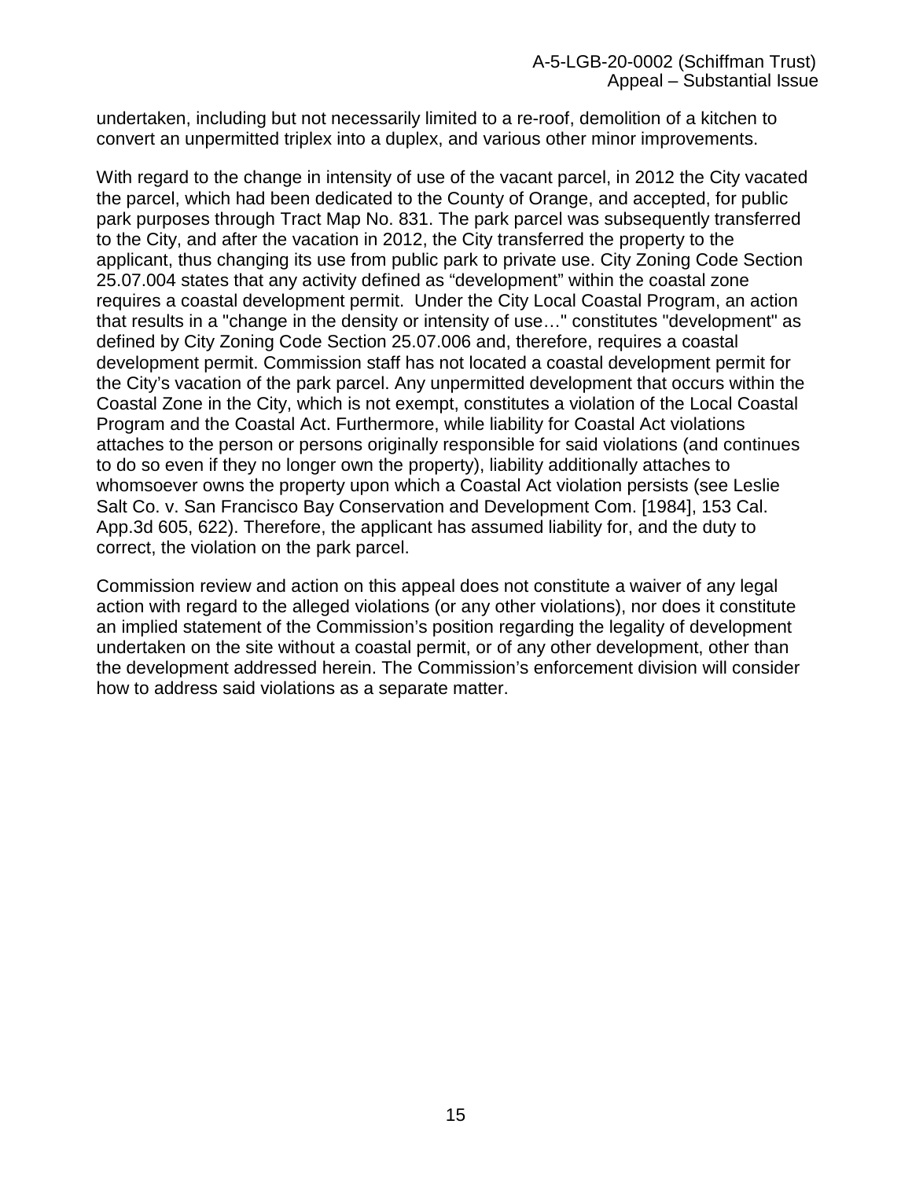undertaken, including but not necessarily limited to a re-roof, demolition of a kitchen to convert an unpermitted triplex into a duplex, and various other minor improvements.

With regard to the change in intensity of use of the vacant parcel, in 2012 the City vacated the parcel, which had been dedicated to the County of Orange, and accepted, for public park purposes through Tract Map No. 831. The park parcel was subsequently transferred to the City, and after the vacation in 2012, the City transferred the property to the applicant, thus changing its use from public park to private use. City Zoning Code Section 25.07.004 states that any activity defined as "development" within the coastal zone requires a coastal development permit. Under the City Local Coastal Program, an action that results in a "change in the density or intensity of use…" constitutes "development" as defined by City Zoning Code Section 25.07.006 and, therefore, requires a coastal development permit. Commission staff has not located a coastal development permit for the City's vacation of the park parcel. Any unpermitted development that occurs within the Coastal Zone in the City, which is not exempt, constitutes a violation of the Local Coastal Program and the Coastal Act. Furthermore, while liability for Coastal Act violations attaches to the person or persons originally responsible for said violations (and continues to do so even if they no longer own the property), liability additionally attaches to whomsoever owns the property upon which a Coastal Act violation persists (see Leslie Salt Co. v. San Francisco Bay Conservation and Development Com. [1984], 153 Cal. App.3d 605, 622). Therefore, the applicant has assumed liability for, and the duty to correct, the violation on the park parcel.

Commission review and action on this appeal does not constitute a waiver of any legal action with regard to the alleged violations (or any other violations), nor does it constitute an implied statement of the Commission's position regarding the legality of development undertaken on the site without a coastal permit, or of any other development, other than the development addressed herein. The Commission's enforcement division will consider how to address said violations as a separate matter.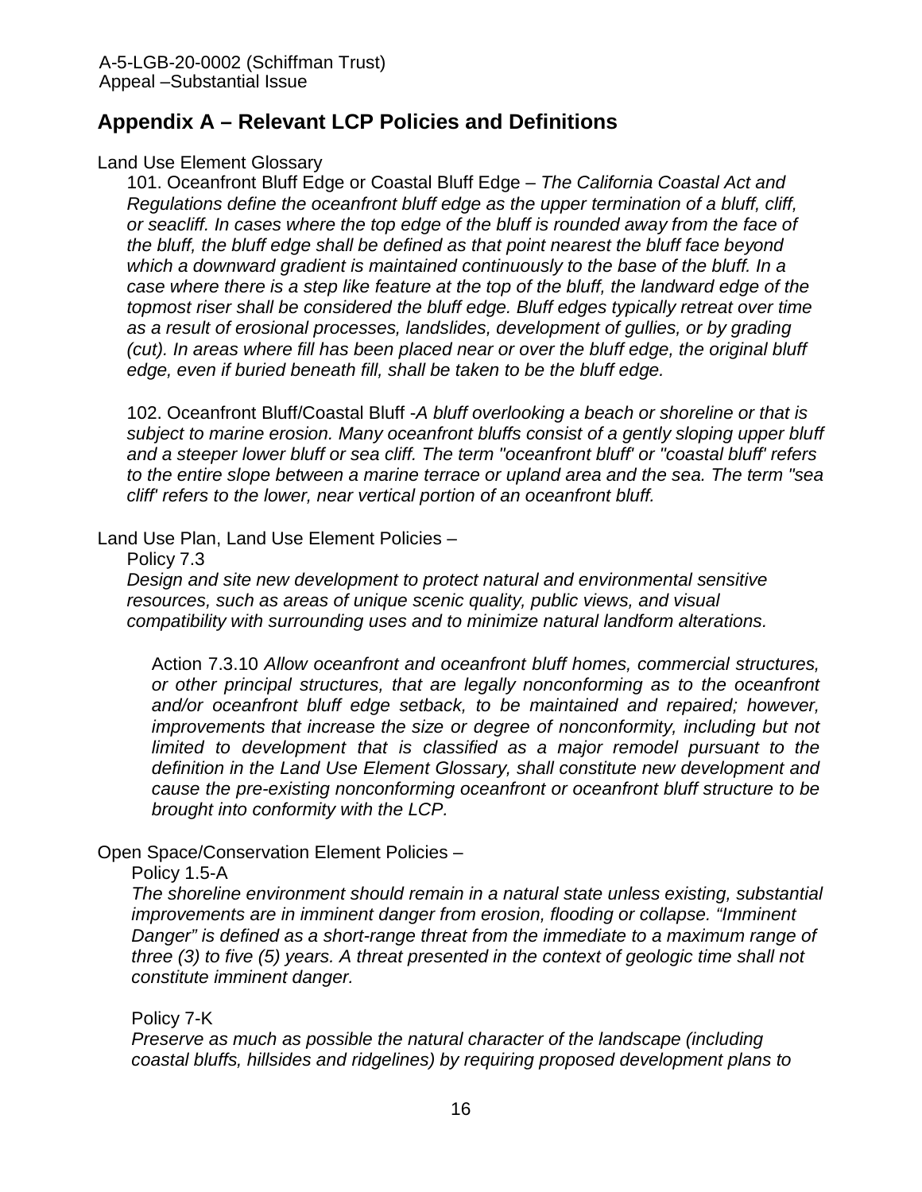## Appendix A – Relevant LCP Policies and Definitions

Land Use Element Glossary

101. Oceanfront Bluff Edge or Coastal Bluff Edge – *The California Coastal Act and Regulations define the oceanfront bluff edge as the upper termination of a bluff, cliff, or seacliff. In cases where the top edge of the bluff is rounded away from the face of the bluff, the bluff edge shall be defined as that point nearest the bluff face beyond which a downward gradient is maintained continuously to the base of the bluff. In a case where there is a step like feature at the top of the bluff, the landward edge of the topmost riser shall be considered the bluff edge. Bluff edges typically retreat over time as a result of erosional processes, landslides, development of gullies, or by grading (cut). In areas where fill has been placed near or over the bluff edge, the original bluff edge, even if buried beneath fill, shall be taken to be the bluff edge.*

102. Oceanfront Bluff/Coastal Bluff -*A bluff overlooking a beach or shoreline or that is subject to marine erosion. Many oceanfront bluffs consist of a gently sloping upper bluff and a steeper lower bluff or sea cliff. The term "oceanfront bluff' or "coastal bluff' refers to the entire slope between a marine terrace or upland area and the sea. The term "sea cliff' refers to the lower, near vertical portion of an oceanfront bluff.*

Land Use Plan, Land Use Element Policies –

Policy 7.3

*Design and site new development to protect natural and environmental sensitive resources, such as areas of unique scenic quality, public views, and visual compatibility with surrounding uses and to minimize natural landform alterations.*

Action 7.3.10 *Allow oceanfront and oceanfront bluff homes, commercial structures, or other principal structures, that are legally nonconforming as to the oceanfront and/or oceanfront bluff edge setback, to be maintained and repaired; however, improvements that increase the size or degree of nonconformity, including but not limited to development that is classified as a major remodel pursuant to the definition in the Land Use Element Glossary, shall constitute new development and cause the pre-existing nonconforming oceanfront or oceanfront bluff structure to be brought into conformity with the LCP.*

Open Space/Conservation Element Policies –

Policy 1.5-A

*The shoreline environment should remain in a natural state unless existing, substantial improvements are in imminent danger from erosion, flooding or collapse. "Imminent Danger" is defined as a short-range threat from the immediate to a maximum range of three (3) to five (5) years. A threat presented in the context of geologic time shall not constitute imminent danger.*

Policy 7-K

*Preserve as much as possible the natural character of the landscape (including coastal bluffs, hillsides and ridgelines) by requiring proposed development plans to*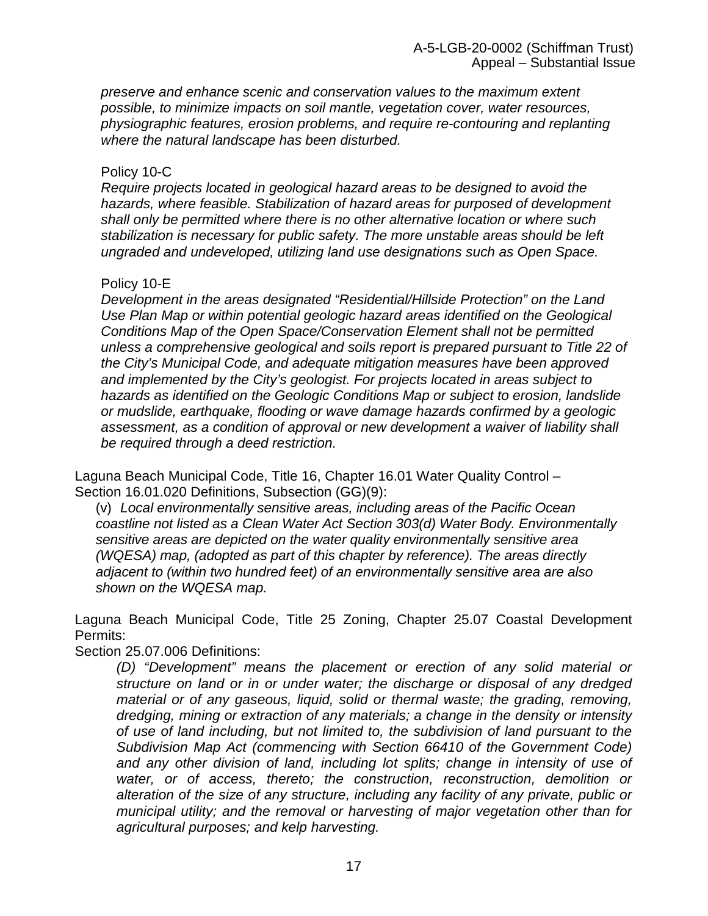*preserve and enhance scenic and conservation values to the maximum extent possible, to minimize impacts on soil mantle, vegetation cover, water resources, physiographic features, erosion problems, and require re-contouring and replanting where the natural landscape has been disturbed.*

Policy 10-C
*Require projects located in geological hazard areas to be designed to avoid the hazards, where feasible. Stabilization of hazard areas for purposed of development shall only be permitted where there is no other alternative location or where such stabilization is necessary for public safety. The more unstable areas should be left ungraded and undeveloped, utilizing land use designations such as Open Space.*

Policy 10-E
*Development in the areas designated "Residential/Hillside Protection" on the Land Use Plan Map or within potential geologic hazard areas identified on the Geological Conditions Map of the Open Space/Conservation Element shall not be permitted unless a comprehensive geological and soils report is prepared pursuant to Title 22 of the City's Municipal Code, and adequate mitigation measures have been approved and implemented by the City's geologist. For projects located in areas subject to hazards as identified on the Geologic Conditions Map or subject to erosion, landslide or mudslide, earthquake, flooding or wave damage hazards confirmed by a geologic assessment, as a condition of approval or new development a waiver of liability shall be required through a deed restriction.*

Laguna Beach Municipal Code, Title 16, Chapter 16.01 Water Quality Control – Section 16.01.020 Definitions, Subsection (GG)(9):

(v) *Local environmentally sensitive areas, including areas of the Pacific Ocean coastline not listed as a Clean Water Act Section 303(d) Water Body. Environmentally sensitive areas are depicted on the water quality environmentally sensitive area (WQESA) map, (adopted as part of this chapter by reference). The areas directly adjacent to (within two hundred feet) of an environmentally sensitive area are also shown on the WQESA map.*

Laguna Beach Municipal Code, Title 25 Zoning, Chapter 25.07 Coastal Development Permits:

Section 25.07.006 Definitions:

*(D) "Development" means the placement or erection of any solid material or structure on land or in or under water; the discharge or disposal of any dredged material or of any gaseous, liquid, solid or thermal waste; the grading, removing, dredging, mining or extraction of any materials; a change in the density or intensity of use of land including, but not limited to, the subdivision of land pursuant to the Subdivision Map Act (commencing with Section 66410 of the Government Code) and any other division of land, including lot splits; change in intensity of use of water, or of access, thereto; the construction, reconstruction, demolition or alteration of the size of any structure, including any facility of any private, public or municipal utility; and the removal or harvesting of major vegetation other than for agricultural purposes; and kelp harvesting.*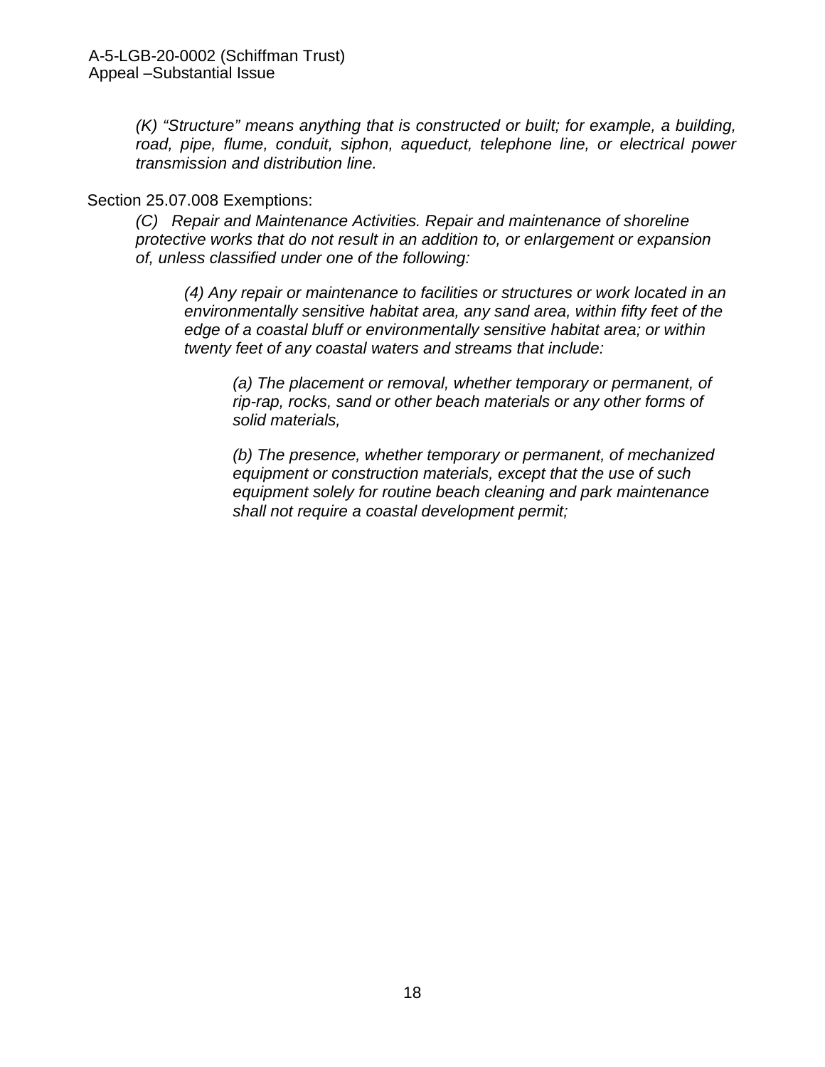*(K) "Structure" means anything that is constructed or built; for example, a building, road, pipe, flume, conduit, siphon, aqueduct, telephone line, or electrical power transmission and distribution line.*

Section 25.07.008 Exemptions:

*(C) Repair and Maintenance Activities. Repair and maintenance of shoreline protective works that do not result in an addition to, or enlargement or expansion of, unless classified under one of the following:*

*(4) Any repair or maintenance to facilities or structures or work located in an environmentally sensitive habitat area, any sand area, within fifty feet of the edge of a coastal bluff or environmentally sensitive habitat area; or within twenty feet of any coastal waters and streams that include:*

*(a) The placement or removal, whether temporary or permanent, of rip-rap, rocks, sand or other beach materials or any other forms of solid materials,*

*(b) The presence, whether temporary or permanent, of mechanized equipment or construction materials, except that the use of such equipment solely for routine beach cleaning and park maintenance shall not require a coastal development permit;*